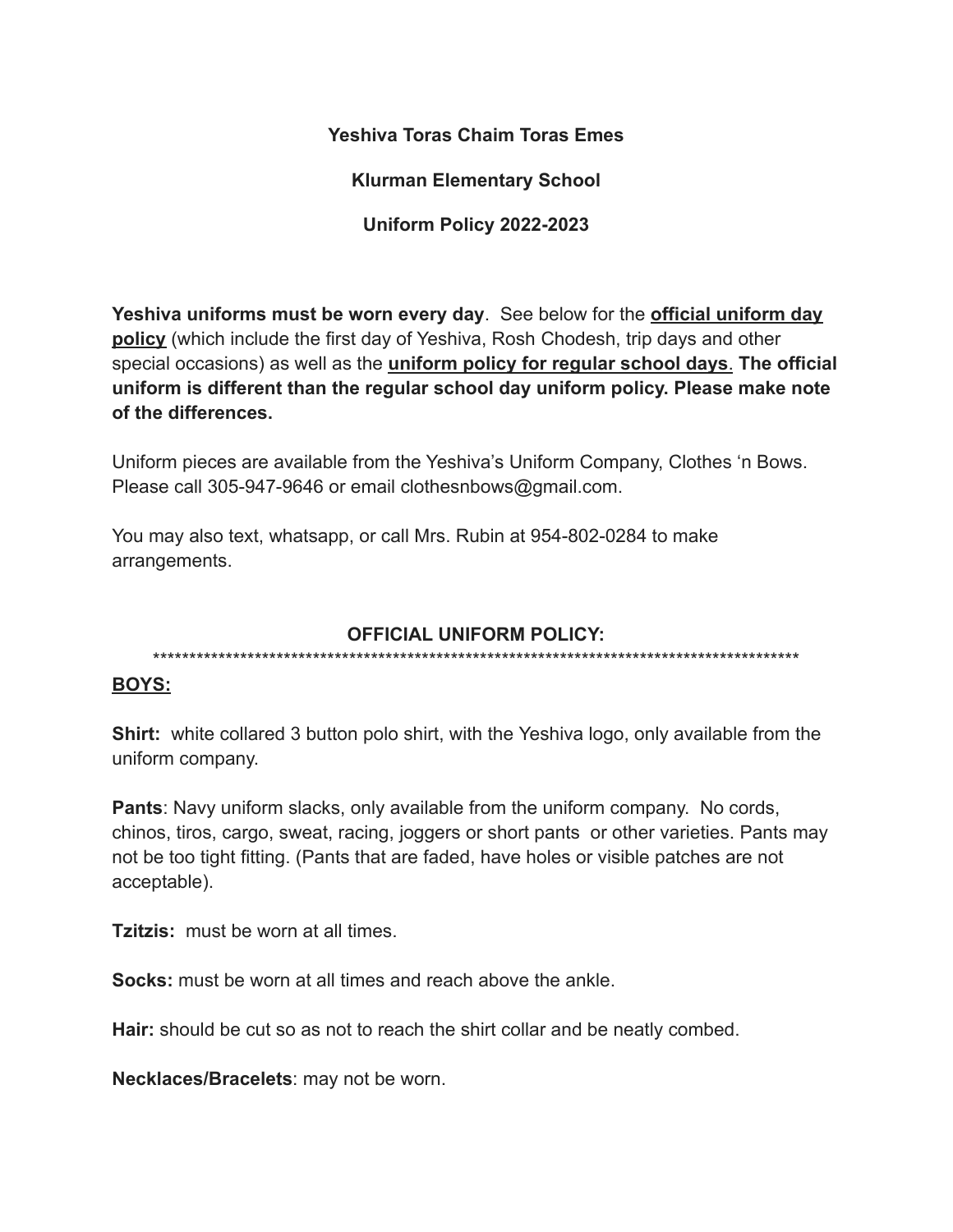**Yeshiva Toras Chaim Toras Emes**

**Klurman Elementary School**

**Uniform Policy 2022-2023**

**Yeshiva uniforms must be worn every day**. See below for the **official uniform day policy** (which include the first day of Yeshiva, Rosh Chodesh, trip days and other special occasions) as well as the **uniform policy for regular school days**. **The official uniform is different than the regular school day uniform policy. Please make note of the differences.**

Uniform pieces are available from the Yeshiva's Uniform Company, Clothes 'n Bows. Please call 305-947-9646 or email clothesnbows@gmail.com.

You may also text, whatsapp, or call Mrs. Rubin at 954-802-0284 to make arrangements.

## OFFICIAL UNIFORM POLICY:

*******************************************************************************************

### BOYS:

**Shirt:** white collared 3 button polo shirt, with the Yeshiva logo, only available from the uniform company.

**Pants**: Navy uniform slacks, only available from the uniform company. No cords, chinos, tiros, cargo, sweat, racing, joggers or short pants or other varieties. Pants may not be too tight fitting. (Pants that are faded, have holes or visible patches are not acceptable).

**Tzitzis:** must be worn at all times.

**Socks:** must be worn at all times and reach above the ankle.

**Hair:** should be cut so as not to reach the shirt collar and be neatly combed.

**Necklaces/Bracelets**: may not be worn.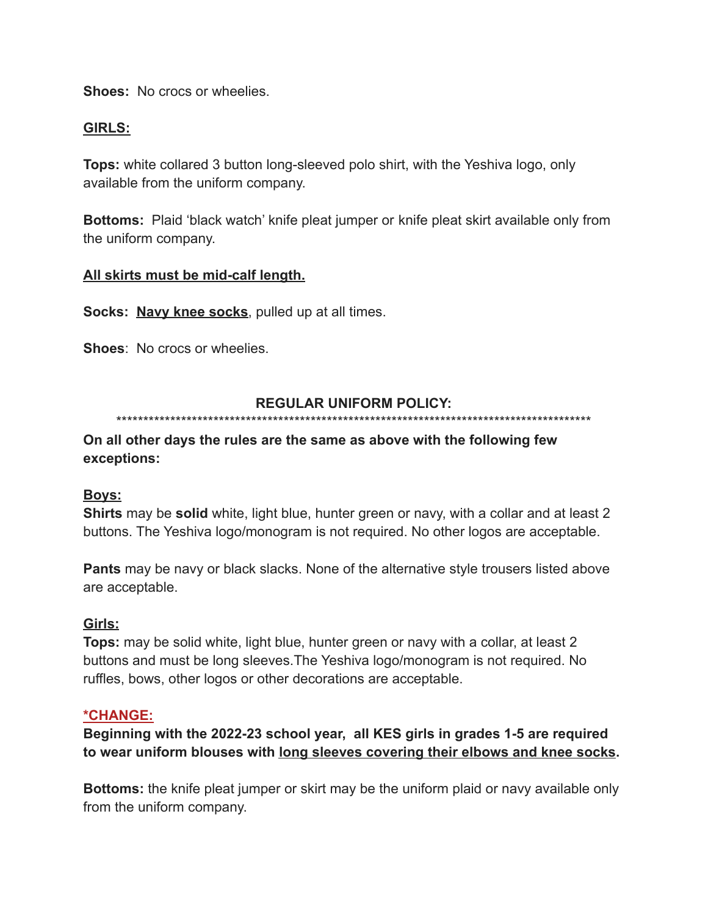**Shoes:** No crocs or wheelies.

**GIRLS:**

**Tops:** white collared 3 button long-sleeved polo shirt, with the Yeshiva logo, only available from the uniform company.

**Bottoms:** Plaid 'black watch' knife pleat jumper or knife pleat skirt available only from the uniform company.

**All skirts must be mid-calf length.**

**Socks:** **Navy knee socks**, pulled up at all times.

**Shoes**: No crocs or wheelies.

## REGULAR UNIFORM POLICY:

*********************************************************************************************

**On all other days the rules are the same as above with the following few exceptions:**

**Boys:**

**Shirts** may be **solid** white, light blue, hunter green or navy, with a collar and at least 2 buttons. The Yeshiva logo/monogram is not required. No other logos are acceptable.

**Pants** may be navy or black slacks. None of the alternative style trousers listed above are acceptable.

**Girls:**

**Tops:** may be solid white, light blue, hunter green or navy with a collar, at least 2 buttons and must be long sleeves.The Yeshiva logo/monogram is not required. No ruffles, bows, other logos or other decorations are acceptable.

***CHANGE:**

**Beginning with the 2022-23 school year, all KES girls in grades 1-5 are required to wear uniform blouses with long sleeves covering their elbows and knee socks.**

**Bottoms:** the knife pleat jumper or skirt may be the uniform plaid or navy available only from the uniform company.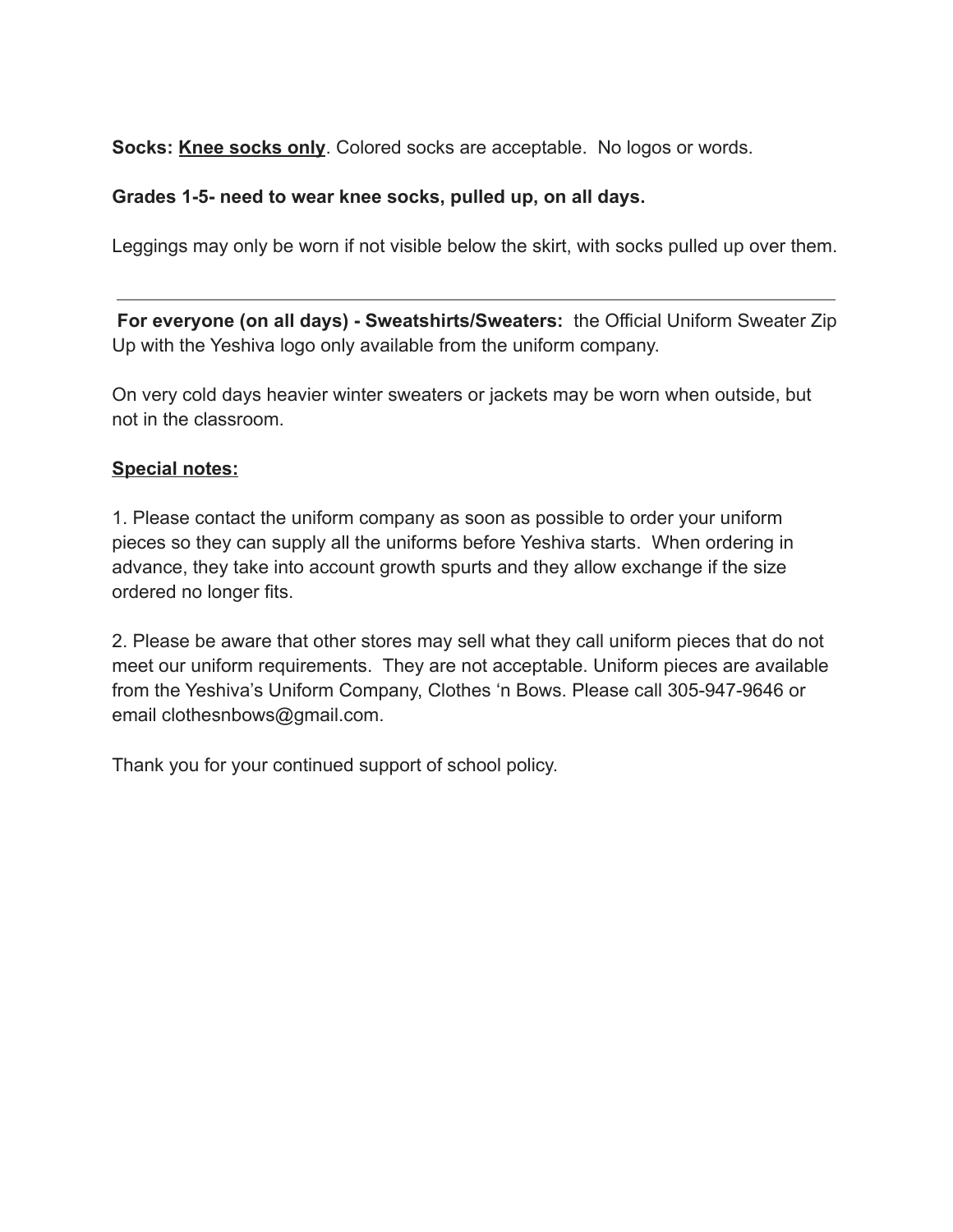**Socks:** **<u>Knee socks only</u>**. Colored socks are acceptable. No logos or words.

**Grades 1-5- need to wear knee socks, pulled up, on all days.**

Leggings may only be worn if not visible below the skirt, with socks pulled up over them.

---

**For everyone (on all days) - Sweatshirts/Sweaters:** the Official Uniform Sweater Zip Up with the Yeshiva logo only available from the uniform company.

On very cold days heavier winter sweaters or jackets may be worn when outside, but not in the classroom.

**<u>Special notes:</u>**

1. Please contact the uniform company as soon as possible to order your uniform pieces so they can supply all the uniforms before Yeshiva starts. When ordering in advance, they take into account growth spurts and they allow exchange if the size ordered no longer fits.

2. Please be aware that other stores may sell what they call uniform pieces that do not meet our uniform requirements. They are not acceptable. Uniform pieces are available from the Yeshiva's Uniform Company, Clothes 'n Bows. Please call 305-947-9646 or email clothesnbows@gmail.com.

Thank you for your continued support of school policy.